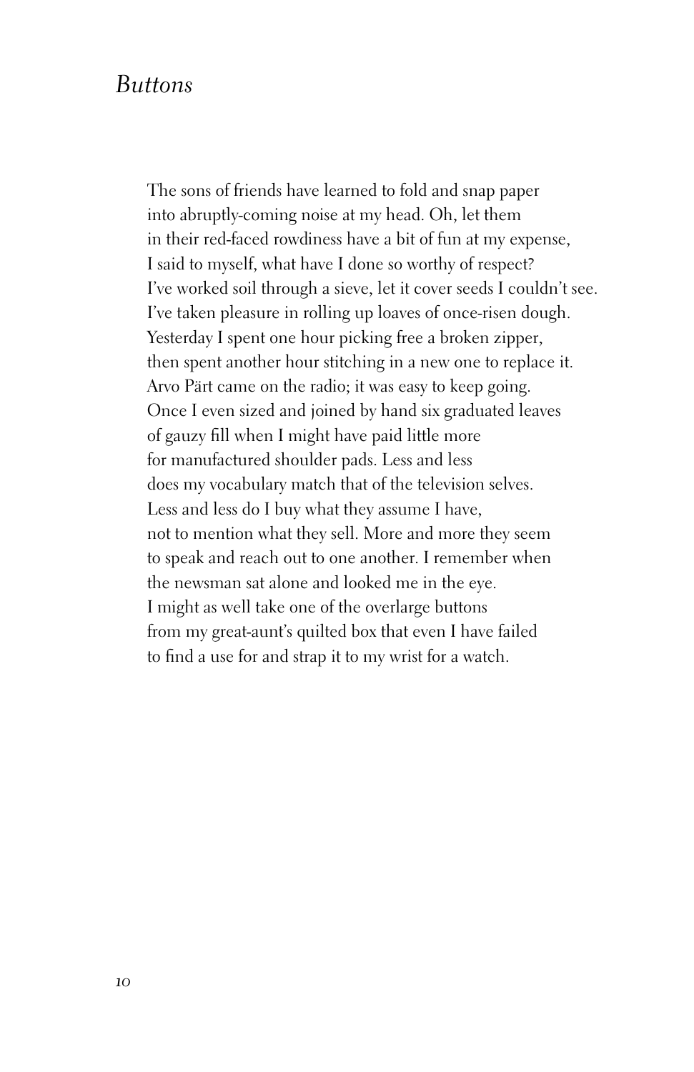# *Buttons*

The sons of friends have learned to fold and snap paper  
into abruptly-coming noise at my head. Oh, let them  
in their red-faced rowdiness have a bit of fun at my expense,  
I said to myself, what have I done so worthy of respect?  
I've worked soil through a sieve, let it cover seeds I couldn't see.  
I've taken pleasure in rolling up loaves of once-risen dough.  
Yesterday I spent one hour picking free a broken zipper,  
then spent another hour stitching in a new one to replace it.  
Arvo Pärt came on the radio; it was easy to keep going.  
Once I even sized and joined by hand six graduated leaves  
of gauzy fill when I might have paid little more  
for manufactured shoulder pads. Less and less  
does my vocabulary match that of the television selves.  
Less and less do I buy what they assume I have,  
not to mention what they sell. More and more they seem  
to speak and reach out to one another. I remember when  
the newsman sat alone and looked me in the eye.  
I might as well take one of the overlarge buttons  
from my great-aunt's quilted box that even I have failed  
to find a use for and strap it to my wrist for a watch.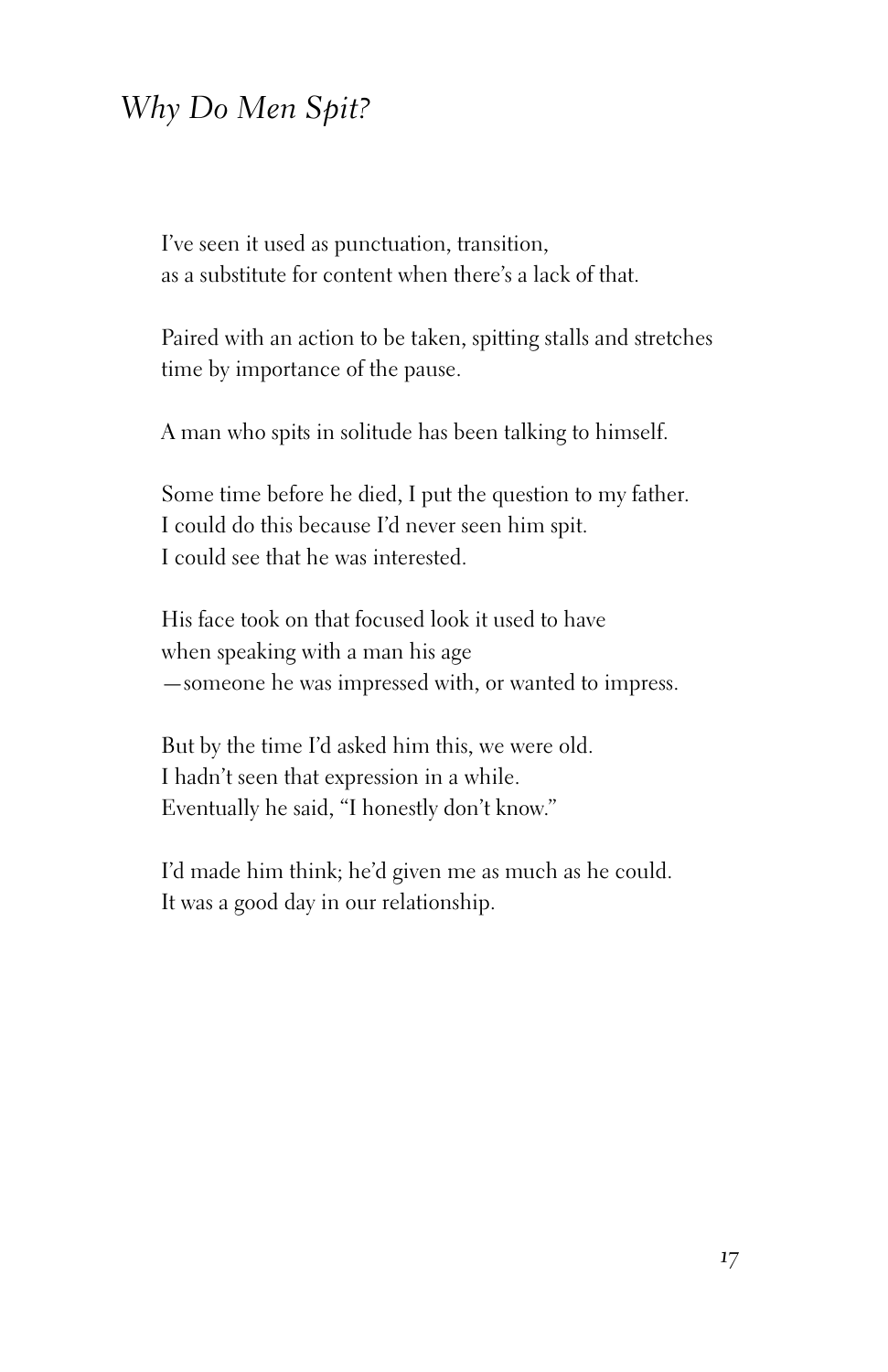## *Why Do Men Spit?*

I've seen it used as punctuation, transition,  
as a substitute for content when there's a lack of that.

Paired with an action to be taken, spitting stalls and stretches  
time by importance of the pause.

A man who spits in solitude has been talking to himself.

Some time before he died, I put the question to my father.  
I could do this because I'd never seen him spit.  
I could see that he was interested.

His face took on that focused look it used to have  
when speaking with a man his age  
—someone he was impressed with, or wanted to impress.

But by the time I'd asked him this, we were old.  
I hadn't seen that expression in a while.  
Eventually he said, "I honestly don't know."

I'd made him think; he'd given me as much as he could.  
It was a good day in our relationship.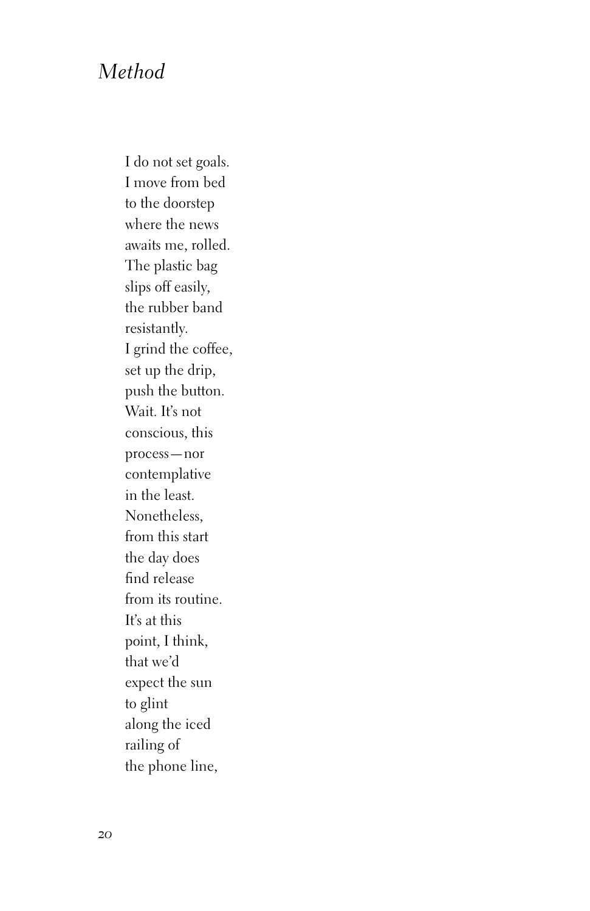# *Method*

I do not set goals.  
I move from bed  
to the doorstep  
where the news  
awaits me, rolled.  
The plastic bag  
slips off easily,  
the rubber band  
resistantly.  
I grind the coffee,  
set up the drip,  
push the button.  
Wait. It's not  
conscious, this  
process—nor  
contemplative  
in the least.  
Nonetheless,  
from this start  
the day does  
find release  
from its routine.  
It's at this  
point, I think,  
that we'd  
expect the sun  
to glint  
along the iced  
railing of  
the phone line,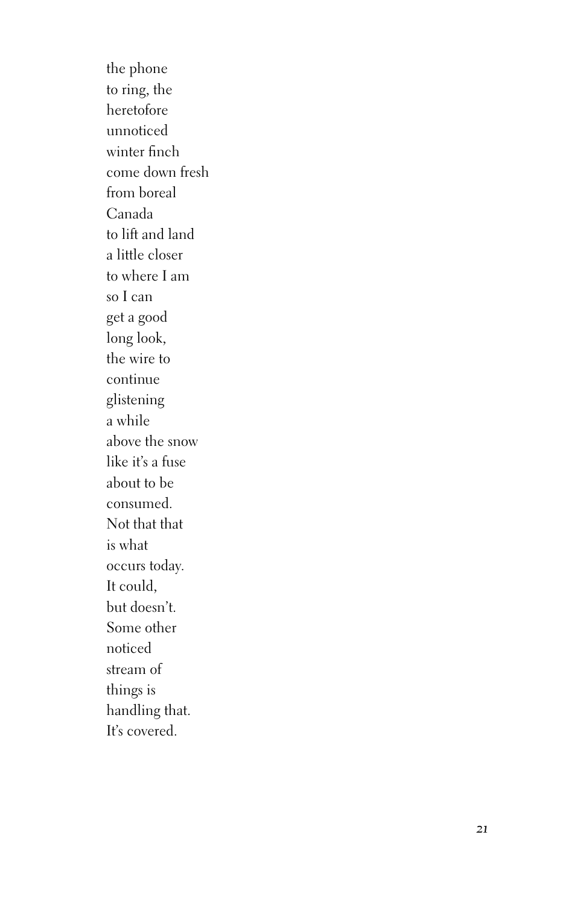the phone  
to ring, the  
heretofore  
unnoticed  
winter finch  
come down fresh  
from boreal  
Canada  
to lift and land  
a little closer  
to where I am  
so I can  
get a good  
long look,  
the wire to  
continue  
glistening  
a while  
above the snow  
like it's a fuse  
about to be  
consumed.  
Not that that  
is what  
occurs today.  
It could,  
but doesn't.  
Some other  
noticed  
stream of  
things is  
handling that.  
It's covered.